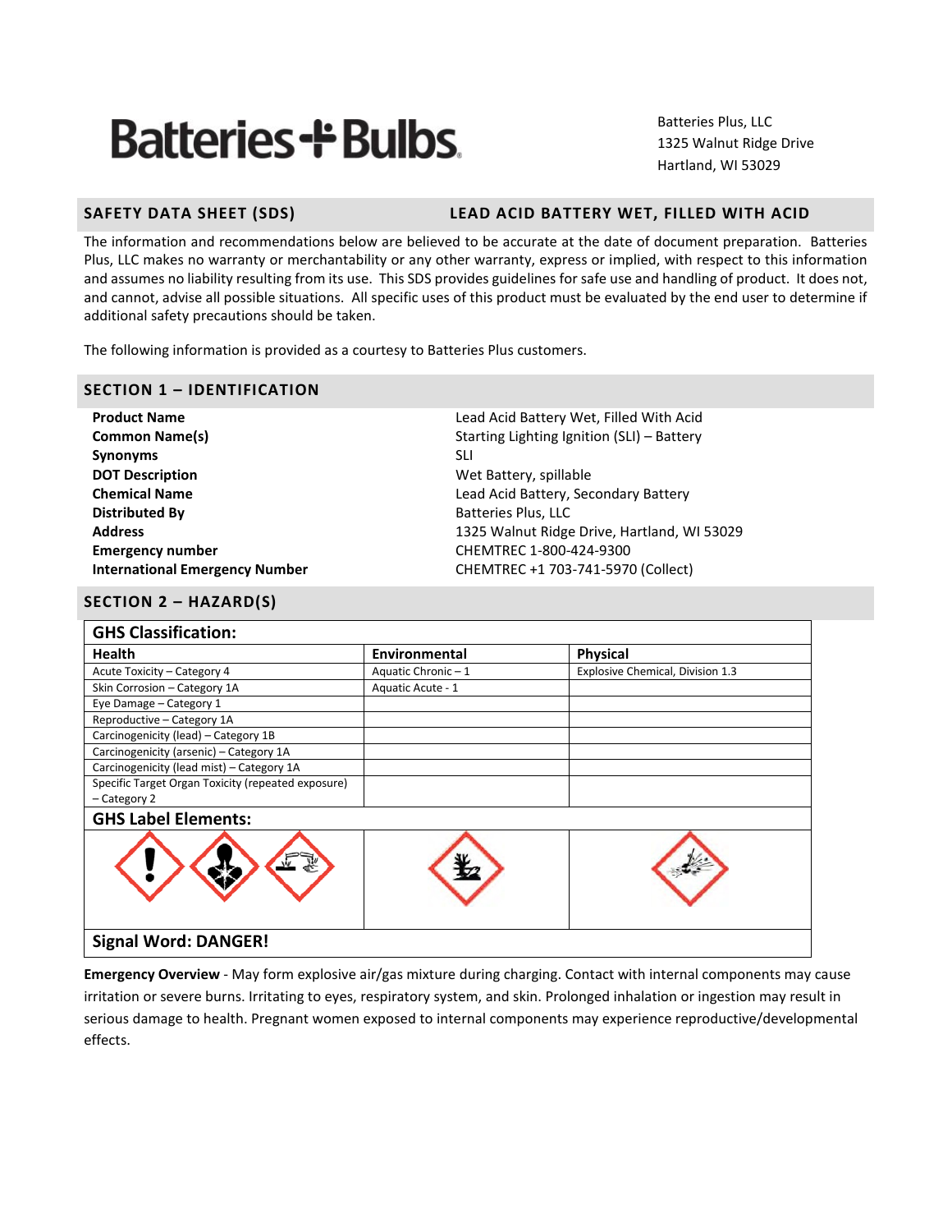Batteries + Bulbs

Batteries Plus, LLC
1325 Walnut Ridge Drive
Hartland, WI 53029

## SAFETY DATA SHEET (SDS) — LEAD ACID BATTERY WET, FILLED WITH ACID

The information and recommendations below are believed to be accurate at the date of document preparation. Batteries Plus, LLC makes no warranty or merchantability or any other warranty, express or implied, with respect to this information and assumes no liability resulting from its use. This SDS provides guidelines for safe use and handling of product. It does not, and cannot, advise all possible situations. All specific uses of this product must be evaluated by the end user to determine if additional safety precautions should be taken.

The following information is provided as a courtesy to Batteries Plus customers.

## SECTION 1 – IDENTIFICATION

| | |
|---|---|
| **Product Name** | Lead Acid Battery Wet, Filled With Acid |
| **Common Name(s)** | Starting Lighting Ignition (SLI) – Battery |
| **Synonyms** | SLI |
| **DOT Description** | Wet Battery, spillable |
| **Chemical Name** | Lead Acid Battery, Secondary Battery |
| **Distributed By** | Batteries Plus, LLC |
| **Address** | 1325 Walnut Ridge Drive, Hartland, WI 53029 |
| **Emergency number** | CHEMTREC 1-800-424-9300 |
| **International Emergency Number** | CHEMTREC +1 703-741-5970 (Collect) |

## SECTION 2 – HAZARD(S)

**GHS Classification:**

| Health | Environmental | Physical |
|---|---|---|
| Acute Toxicity – Category 4 | Aquatic Chronic – 1 | Explosive Chemical, Division 1.3 |
| Skin Corrosion – Category 1A | Aquatic Acute - 1 | |
| Eye Damage – Category 1 | | |
| Reproductive – Category 1A | | |
| Carcinogenicity (lead) – Category 1B | | |
| Carcinogenicity (arsenic) – Category 1A | | |
| Carcinogenicity (lead mist) – Category 1A | | |
| Specific Target Organ Toxicity (repeated exposure) – Category 2 | | |

**GHS Label Elements:**

**Signal Word: DANGER!**

**Emergency Overview** - May form explosive air/gas mixture during charging. Contact with internal components may cause irritation or severe burns. Irritating to eyes, respiratory system, and skin. Prolonged inhalation or ingestion may result in serious damage to health. Pregnant women exposed to internal components may experience reproductive/developmental effects.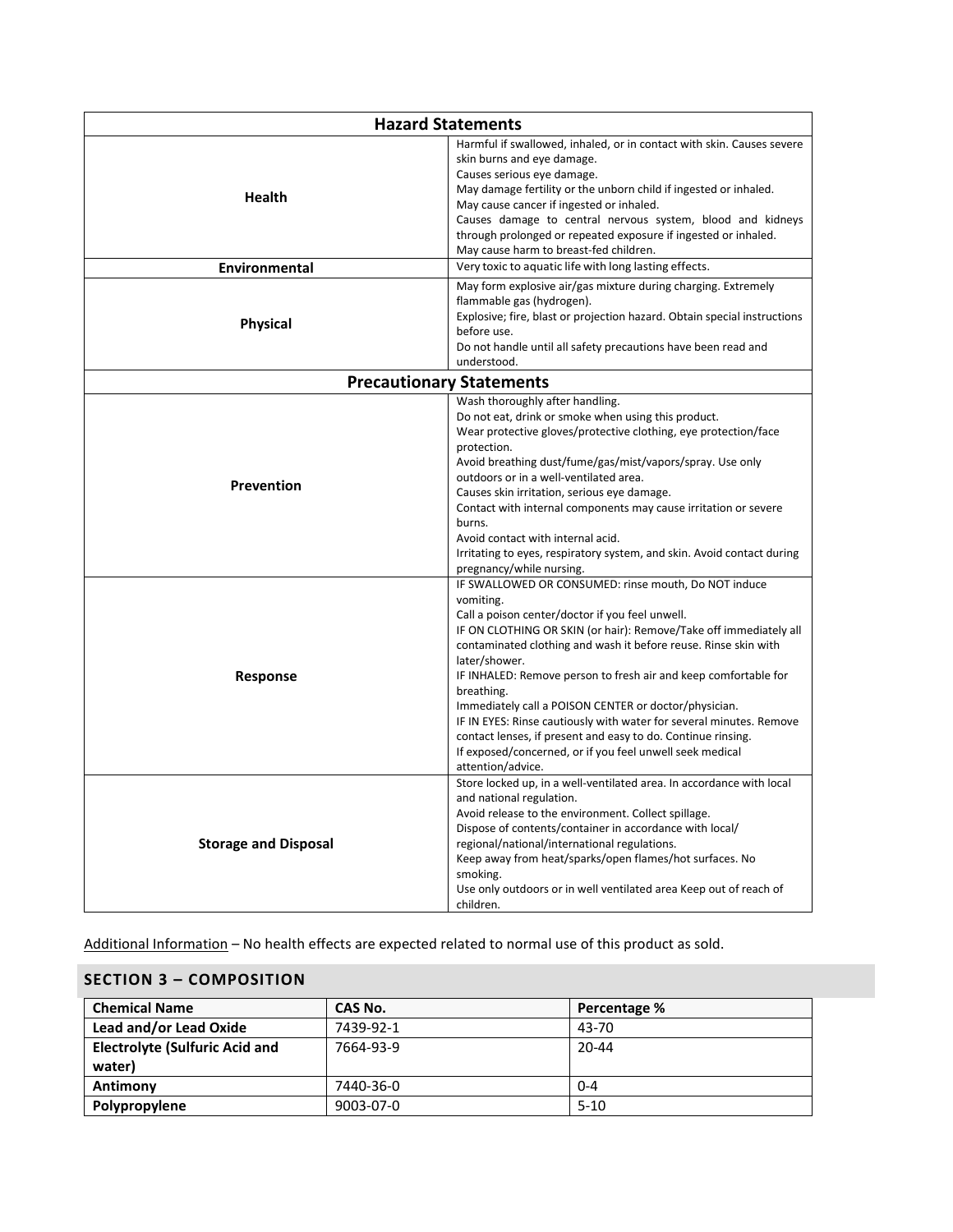| Hazard Statements | |
|---|---|
| **Health** | Harmful if swallowed, inhaled, or in contact with skin. Causes severe skin burns and eye damage.<br>Causes serious eye damage.<br>May damage fertility or the unborn child if ingested or inhaled.<br>May cause cancer if ingested or inhaled.<br>Causes damage to central nervous system, blood and kidneys through prolonged or repeated exposure if ingested or inhaled.<br>May cause harm to breast-fed children. |
| **Environmental** | Very toxic to aquatic life with long lasting effects. |
| **Physical** | May form explosive air/gas mixture during charging. Extremely flammable gas (hydrogen).<br>Explosive; fire, blast or projection hazard. Obtain special instructions before use.<br>Do not handle until all safety precautions have been read and understood. |
| **Precautionary Statements** | |
| **Prevention** | Wash thoroughly after handling.<br>Do not eat, drink or smoke when using this product.<br>Wear protective gloves/protective clothing, eye protection/face protection.<br>Avoid breathing dust/fume/gas/mist/vapors/spray. Use only outdoors or in a well-ventilated area.<br>Causes skin irritation, serious eye damage.<br>Contact with internal components may cause irritation or severe burns.<br>Avoid contact with internal acid.<br>Irritating to eyes, respiratory system, and skin. Avoid contact during pregnancy/while nursing. |
| **Response** | IF SWALLOWED OR CONSUMED: rinse mouth, Do NOT induce vomiting.<br>Call a poison center/doctor if you feel unwell.<br>IF ON CLOTHING OR SKIN (or hair): Remove/Take off immediately all contaminated clothing and wash it before reuse. Rinse skin with later/shower.<br>IF INHALED: Remove person to fresh air and keep comfortable for breathing.<br>Immediately call a POISON CENTER or doctor/physician.<br>IF IN EYES: Rinse cautiously with water for several minutes. Remove contact lenses, if present and easy to do. Continue rinsing.<br>If exposed/concerned, or if you feel unwell seek medical attention/advice. |
| **Storage and Disposal** | Store locked up, in a well-ventilated area. In accordance with local and national regulation.<br>Avoid release to the environment. Collect spillage.<br>Dispose of contents/container in accordance with local/ regional/national/international regulations.<br>Keep away from heat/sparks/open flames/hot surfaces. No smoking.<br>Use only outdoors or in well ventilated area Keep out of reach of children. |

Additional Information – No health effects are expected related to normal use of this product as sold.

## SECTION 3 – COMPOSITION

| Chemical Name | CAS No. | Percentage % |
|---|---|---|
| **Lead and/or Lead Oxide** | 7439-92-1 | 43-70 |
| **Electrolyte (Sulfuric Acid and water)** | 7664-93-9 | 20-44 |
| **Antimony** | 7440-36-0 | 0-4 |
| **Polypropylene** | 9003-07-0 | 5-10 |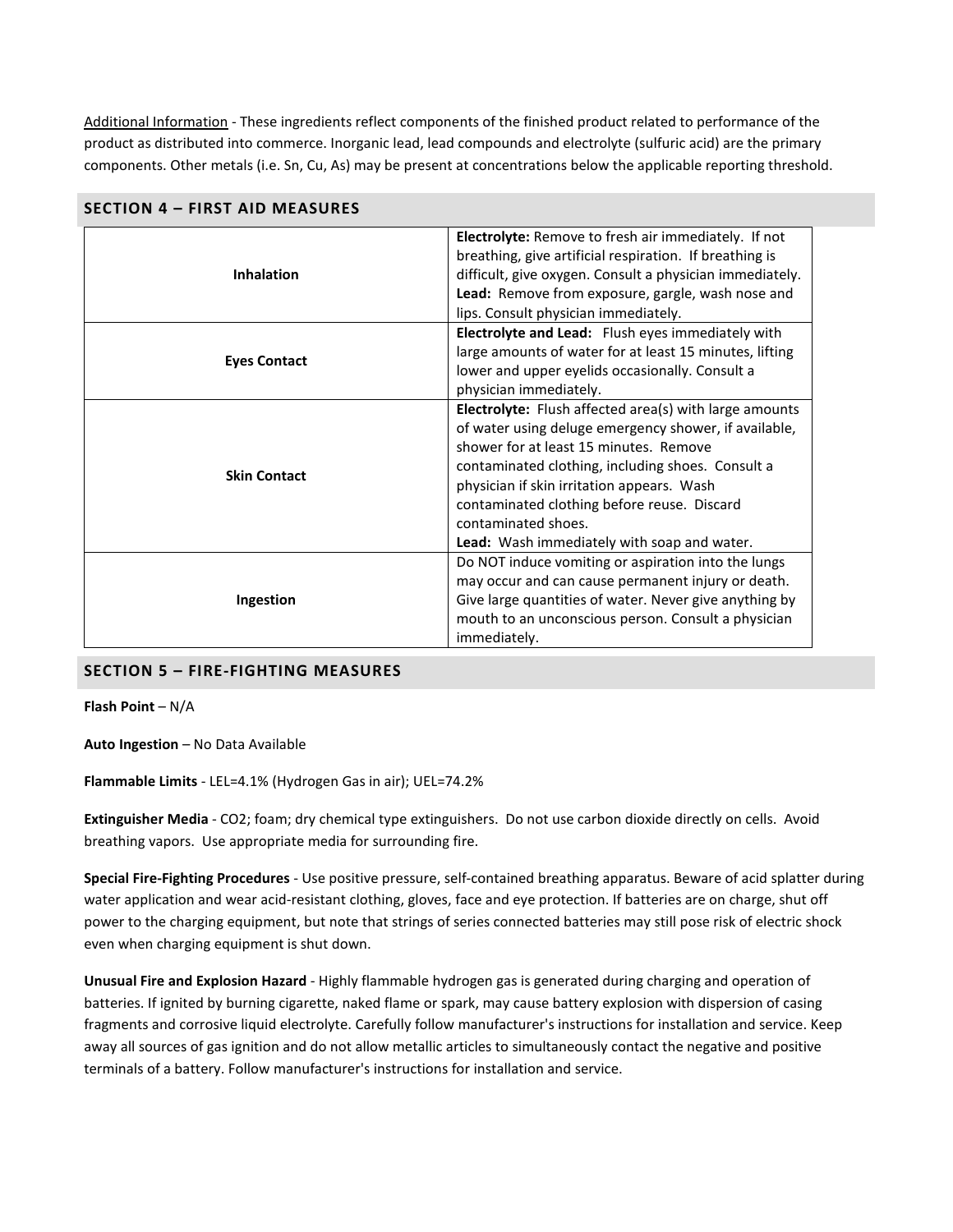<u>Additional Information</u> - These ingredients reflect components of the finished product related to performance of the product as distributed into commerce. Inorganic lead, lead compounds and electrolyte (sulfuric acid) are the primary components. Other metals (i.e. Sn, Cu, As) may be present at concentrations below the applicable reporting threshold.

## SECTION 4 – FIRST AID MEASURES

| | |
|---|---|
| **Inhalation** | **Electrolyte:** Remove to fresh air immediately. If not breathing, give artificial respiration. If breathing is difficult, give oxygen. Consult a physician immediately. **Lead:** Remove from exposure, gargle, wash nose and lips. Consult physician immediately. |
| **Eyes Contact** | **Electrolyte and Lead:** Flush eyes immediately with large amounts of water for at least 15 minutes, lifting lower and upper eyelids occasionally. Consult a physician immediately. |
| **Skin Contact** | **Electrolyte:** Flush affected area(s) with large amounts of water using deluge emergency shower, if available, shower for at least 15 minutes. Remove contaminated clothing, including shoes. Consult a physician if skin irritation appears. Wash contaminated clothing before reuse. Discard contaminated shoes. **Lead:** Wash immediately with soap and water. |
| **Ingestion** | Do NOT induce vomiting or aspiration into the lungs may occur and can cause permanent injury or death. Give large quantities of water. Never give anything by mouth to an unconscious person. Consult a physician immediately. |

## SECTION 5 – FIRE-FIGHTING MEASURES

**Flash Point** – N/A

**Auto Ingestion** – No Data Available

**Flammable Limits** - LEL=4.1% (Hydrogen Gas in air); UEL=74.2%

**Extinguisher Media** - CO2; foam; dry chemical type extinguishers. Do not use carbon dioxide directly on cells. Avoid breathing vapors. Use appropriate media for surrounding fire.

**Special Fire-Fighting Procedures** - Use positive pressure, self-contained breathing apparatus. Beware of acid splatter during water application and wear acid-resistant clothing, gloves, face and eye protection. If batteries are on charge, shut off power to the charging equipment, but note that strings of series connected batteries may still pose risk of electric shock even when charging equipment is shut down.

**Unusual Fire and Explosion Hazard** - Highly flammable hydrogen gas is generated during charging and operation of batteries. If ignited by burning cigarette, naked flame or spark, may cause battery explosion with dispersion of casing fragments and corrosive liquid electrolyte. Carefully follow manufacturer's instructions for installation and service. Keep away all sources of gas ignition and do not allow metallic articles to simultaneously contact the negative and positive terminals of a battery. Follow manufacturer's instructions for installation and service.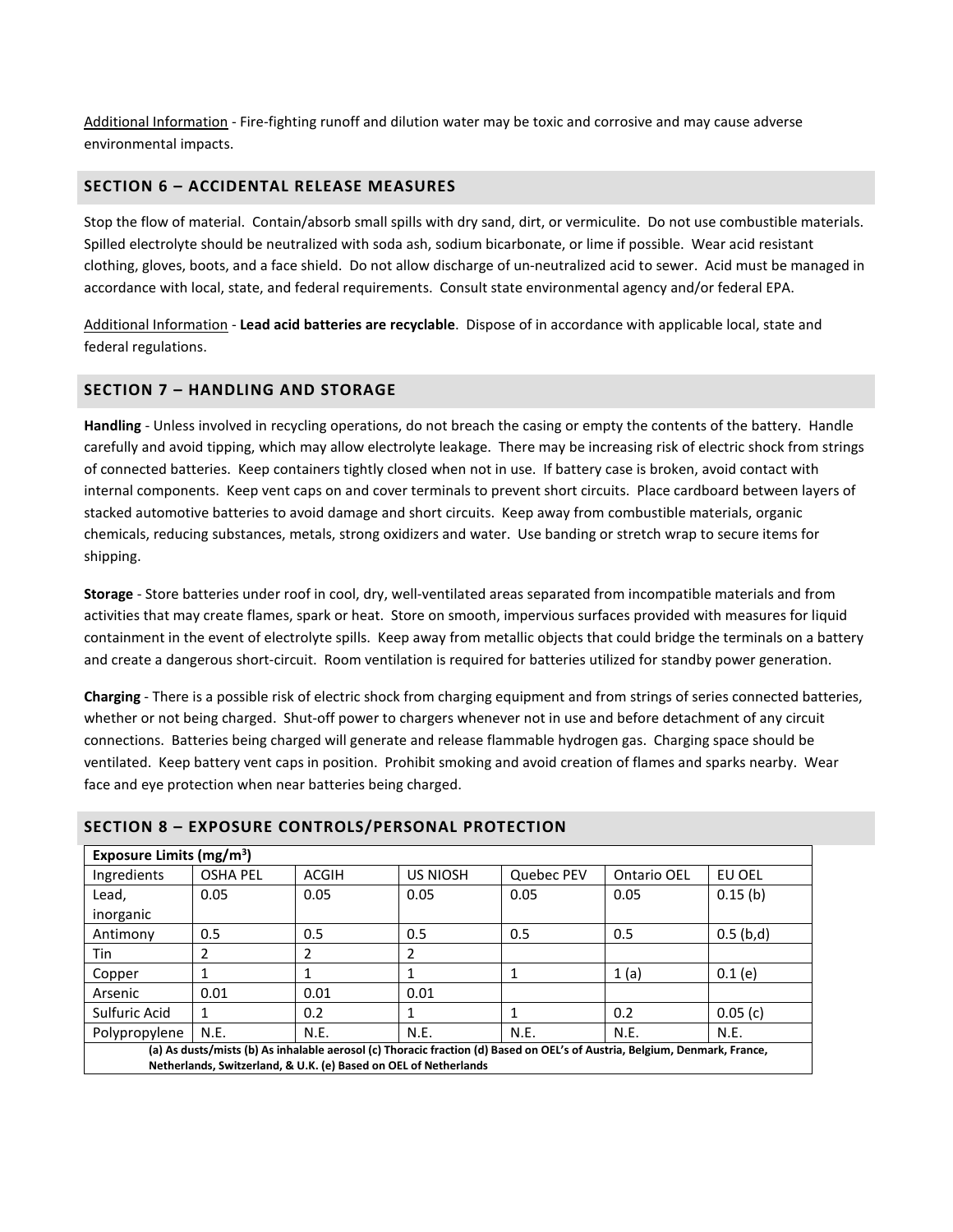Additional Information - Fire-fighting runoff and dilution water may be toxic and corrosive and may cause adverse environmental impacts.

## SECTION 6 – ACCIDENTAL RELEASE MEASURES

Stop the flow of material. Contain/absorb small spills with dry sand, dirt, or vermiculite. Do not use combustible materials. Spilled electrolyte should be neutralized with soda ash, sodium bicarbonate, or lime if possible. Wear acid resistant clothing, gloves, boots, and a face shield. Do not allow discharge of un-neutralized acid to sewer. Acid must be managed in accordance with local, state, and federal requirements. Consult state environmental agency and/or federal EPA.

Additional Information - **Lead acid batteries are recyclable**. Dispose of in accordance with applicable local, state and federal regulations.

## SECTION 7 – HANDLING AND STORAGE

**Handling** - Unless involved in recycling operations, do not breach the casing or empty the contents of the battery. Handle carefully and avoid tipping, which may allow electrolyte leakage. There may be increasing risk of electric shock from strings of connected batteries. Keep containers tightly closed when not in use. If battery case is broken, avoid contact with internal components. Keep vent caps on and cover terminals to prevent short circuits. Place cardboard between layers of stacked automotive batteries to avoid damage and short circuits. Keep away from combustible materials, organic chemicals, reducing substances, metals, strong oxidizers and water. Use banding or stretch wrap to secure items for shipping.

**Storage** - Store batteries under roof in cool, dry, well-ventilated areas separated from incompatible materials and from activities that may create flames, spark or heat. Store on smooth, impervious surfaces provided with measures for liquid containment in the event of electrolyte spills. Keep away from metallic objects that could bridge the terminals on a battery and create a dangerous short-circuit. Room ventilation is required for batteries utilized for standby power generation.

**Charging** - There is a possible risk of electric shock from charging equipment and from strings of series connected batteries, whether or not being charged. Shut-off power to chargers whenever not in use and before detachment of any circuit connections. Batteries being charged will generate and release flammable hydrogen gas. Charging space should be ventilated. Keep battery vent caps in position. Prohibit smoking and avoid creation of flames and sparks nearby. Wear face and eye protection when near batteries being charged.

## SECTION 8 – EXPOSURE CONTROLS/PERSONAL PROTECTION

| **Exposure Limits (mg/m$^3$)** | | | | | | |
|---|---|---|---|---|---|---|
| Ingredients | OSHA PEL | ACGIH | US NIOSH | Quebec PEV | Ontario OEL | EU OEL |
| Lead, inorganic | 0.05 | 0.05 | 0.05 | 0.05 | 0.05 | 0.15 (b) |
| Antimony | 0.5 | 0.5 | 0.5 | 0.5 | 0.5 | 0.5 (b,d) |
| Tin | 2 | 2 | 2 | | | |
| Copper | 1 | 1 | 1 | 1 | 1 (a) | 0.1 (e) |
| Arsenic | 0.01 | 0.01 | 0.01 | | | |
| Sulfuric Acid | 1 | 0.2 | 1 | 1 | 0.2 | 0.05 (c) |
| Polypropylene | N.E. | N.E. | N.E. | N.E. | N.E. | N.E. |

**(a) As dusts/mists (b) As inhalable aerosol (c) Thoracic fraction (d) Based on OEL's of Austria, Belgium, Denmark, France, Netherlands, Switzerland, & U.K. (e) Based on OEL of Netherlands**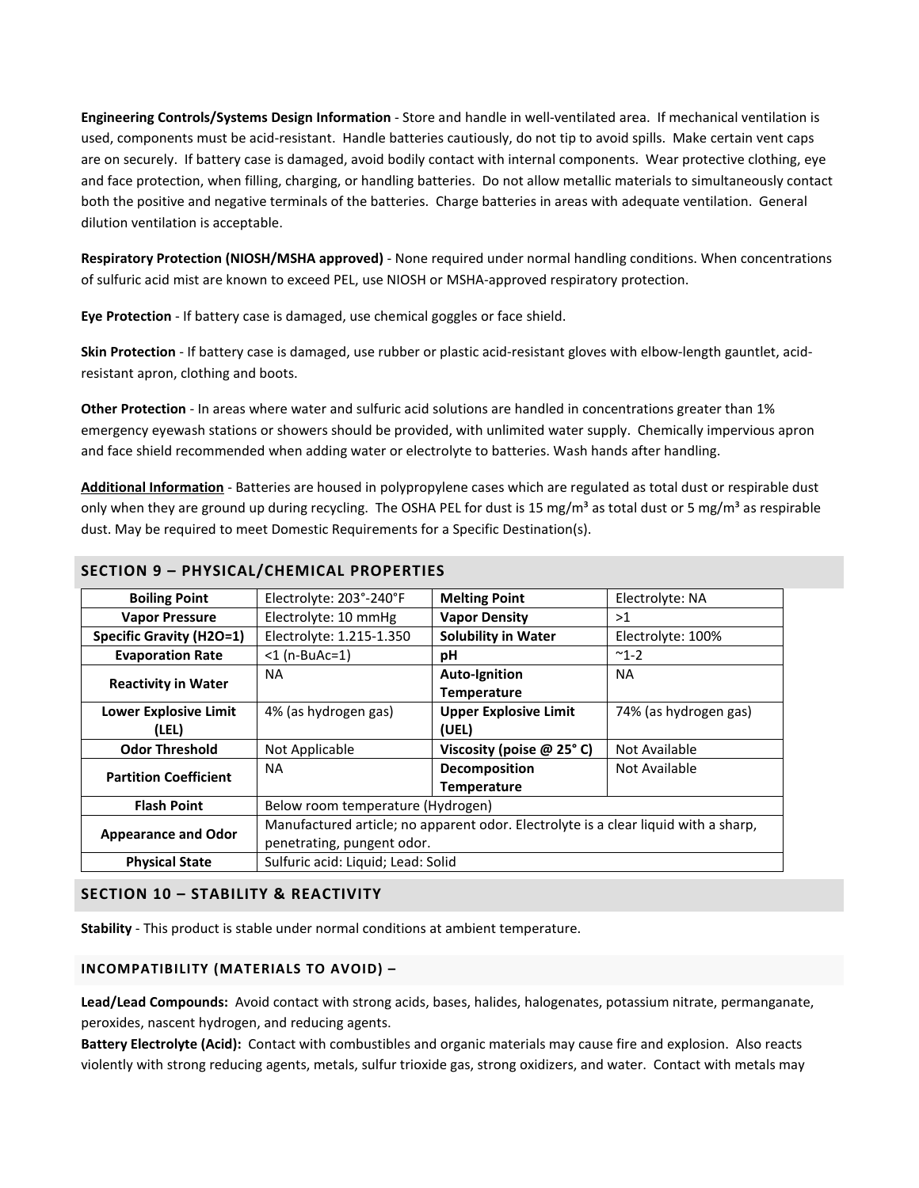**Engineering Controls/Systems Design Information** - Store and handle in well-ventilated area. If mechanical ventilation is used, components must be acid-resistant. Handle batteries cautiously, do not tip to avoid spills. Make certain vent caps are on securely. If battery case is damaged, avoid bodily contact with internal components. Wear protective clothing, eye and face protection, when filling, charging, or handling batteries. Do not allow metallic materials to simultaneously contact both the positive and negative terminals of the batteries. Charge batteries in areas with adequate ventilation. General dilution ventilation is acceptable.

**Respiratory Protection (NIOSH/MSHA approved)** - None required under normal handling conditions. When concentrations of sulfuric acid mist are known to exceed PEL, use NIOSH or MSHA-approved respiratory protection.

**Eye Protection** - If battery case is damaged, use chemical goggles or face shield.

**Skin Protection** - If battery case is damaged, use rubber or plastic acid-resistant gloves with elbow-length gauntlet, acid-resistant apron, clothing and boots.

**Other Protection** - In areas where water and sulfuric acid solutions are handled in concentrations greater than 1% emergency eyewash stations or showers should be provided, with unlimited water supply. Chemically impervious apron and face shield recommended when adding water or electrolyte to batteries. Wash hands after handling.

**Additional Information** - Batteries are housed in polypropylene cases which are regulated as total dust or respirable dust only when they are ground up during recycling. The OSHA PEL for dust is 15 mg/m³ as total dust or 5 mg/m³ as respirable dust. May be required to meet Domestic Requirements for a Specific Destination(s).

## SECTION 9 – PHYSICAL/CHEMICAL PROPERTIES

| Property | Value | Property | Value |
|---|---|---|---|
| **Boiling Point** | Electrolyte: 203°-240°F | **Melting Point** | Electrolyte: NA |
| **Vapor Pressure** | Electrolyte: 10 mmHg | **Vapor Density** | >1 |
| **Specific Gravity (H2O=1)** | Electrolyte: 1.215-1.350 | **Solubility in Water** | Electrolyte: 100% |
| **Evaporation Rate** | <1 (n-BuAc=1) | **pH** | ~1-2 |
| **Reactivity in Water** | NA | **Auto-Ignition Temperature** | NA |
| **Lower Explosive Limit (LEL)** | 4% (as hydrogen gas) | **Upper Explosive Limit (UEL)** | 74% (as hydrogen gas) |
| **Odor Threshold** | Not Applicable | **Viscosity (poise @ 25° C)** | Not Available |
| **Partition Coefficient** | NA | **Decomposition Temperature** | Not Available |
| **Flash Point** | Below room temperature (Hydrogen) | | |
| **Appearance and Odor** | Manufactured article; no apparent odor. Electrolyte is a clear liquid with a sharp, penetrating, pungent odor. | | |
| **Physical State** | Sulfuric acid: Liquid; Lead: Solid | | |

## SECTION 10 – STABILITY & REACTIVITY

**Stability** - This product is stable under normal conditions at ambient temperature.

### INCOMPATIBILITY (MATERIALS TO AVOID) –

**Lead/Lead Compounds:** Avoid contact with strong acids, bases, halides, halogenates, potassium nitrate, permanganate, peroxides, nascent hydrogen, and reducing agents.

**Battery Electrolyte (Acid):** Contact with combustibles and organic materials may cause fire and explosion. Also reacts violently with strong reducing agents, metals, sulfur trioxide gas, strong oxidizers, and water. Contact with metals may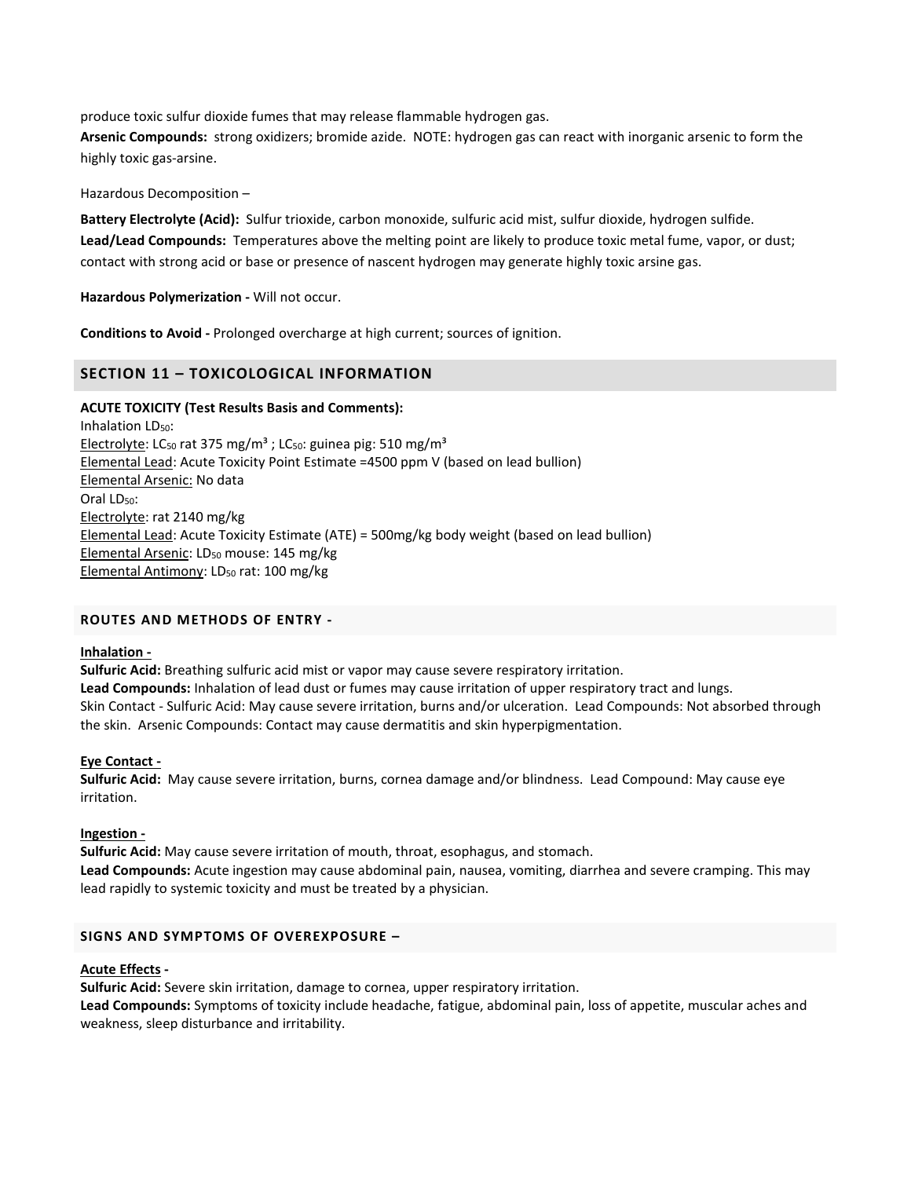produce toxic sulfur dioxide fumes that may release flammable hydrogen gas.
**Arsenic Compounds:** strong oxidizers; bromide azide. NOTE: hydrogen gas can react with inorganic arsenic to form the highly toxic gas-arsine.

Hazardous Decomposition –

**Battery Electrolyte (Acid):** Sulfur trioxide, carbon monoxide, sulfuric acid mist, sulfur dioxide, hydrogen sulfide.
**Lead/Lead Compounds:** Temperatures above the melting point are likely to produce toxic metal fume, vapor, or dust; contact with strong acid or base or presence of nascent hydrogen may generate highly toxic arsine gas.

**Hazardous Polymerization -** Will not occur.

**Conditions to Avoid -** Prolonged overcharge at high current; sources of ignition.

## SECTION 11 – TOXICOLOGICAL INFORMATION

**ACUTE TOXICITY (Test Results Basis and Comments):**
Inhalation $LD_{50}$:
Electrolyte: $LC_{50}$ rat 375 mg/m³ ; $LC_{50}$: guinea pig: 510 mg/m³
Elemental Lead: Acute Toxicity Point Estimate =4500 ppm V (based on lead bullion)
Elemental Arsenic: No data
Oral $LD_{50}$:
Electrolyte: rat 2140 mg/kg
Elemental Lead: Acute Toxicity Estimate (ATE) = 500mg/kg body weight (based on lead bullion)
Elemental Arsenic: $LD_{50}$ mouse: 145 mg/kg
Elemental Antimony: $LD_{50}$ rat: 100 mg/kg

### ROUTES AND METHODS OF ENTRY -

**Inhalation -**
**Sulfuric Acid:** Breathing sulfuric acid mist or vapor may cause severe respiratory irritation.
**Lead Compounds:** Inhalation of lead dust or fumes may cause irritation of upper respiratory tract and lungs.
Skin Contact - Sulfuric Acid: May cause severe irritation, burns and/or ulceration. Lead Compounds: Not absorbed through the skin. Arsenic Compounds: Contact may cause dermatitis and skin hyperpigmentation.

**Eye Contact -**
**Sulfuric Acid:** May cause severe irritation, burns, cornea damage and/or blindness. Lead Compound: May cause eye irritation.

**Ingestion -**
**Sulfuric Acid:** May cause severe irritation of mouth, throat, esophagus, and stomach.
**Lead Compounds:** Acute ingestion may cause abdominal pain, nausea, vomiting, diarrhea and severe cramping. This may lead rapidly to systemic toxicity and must be treated by a physician.

### SIGNS AND SYMPTOMS OF OVEREXPOSURE –

**Acute Effects -**
**Sulfuric Acid:** Severe skin irritation, damage to cornea, upper respiratory irritation.
**Lead Compounds:** Symptoms of toxicity include headache, fatigue, abdominal pain, loss of appetite, muscular aches and weakness, sleep disturbance and irritability.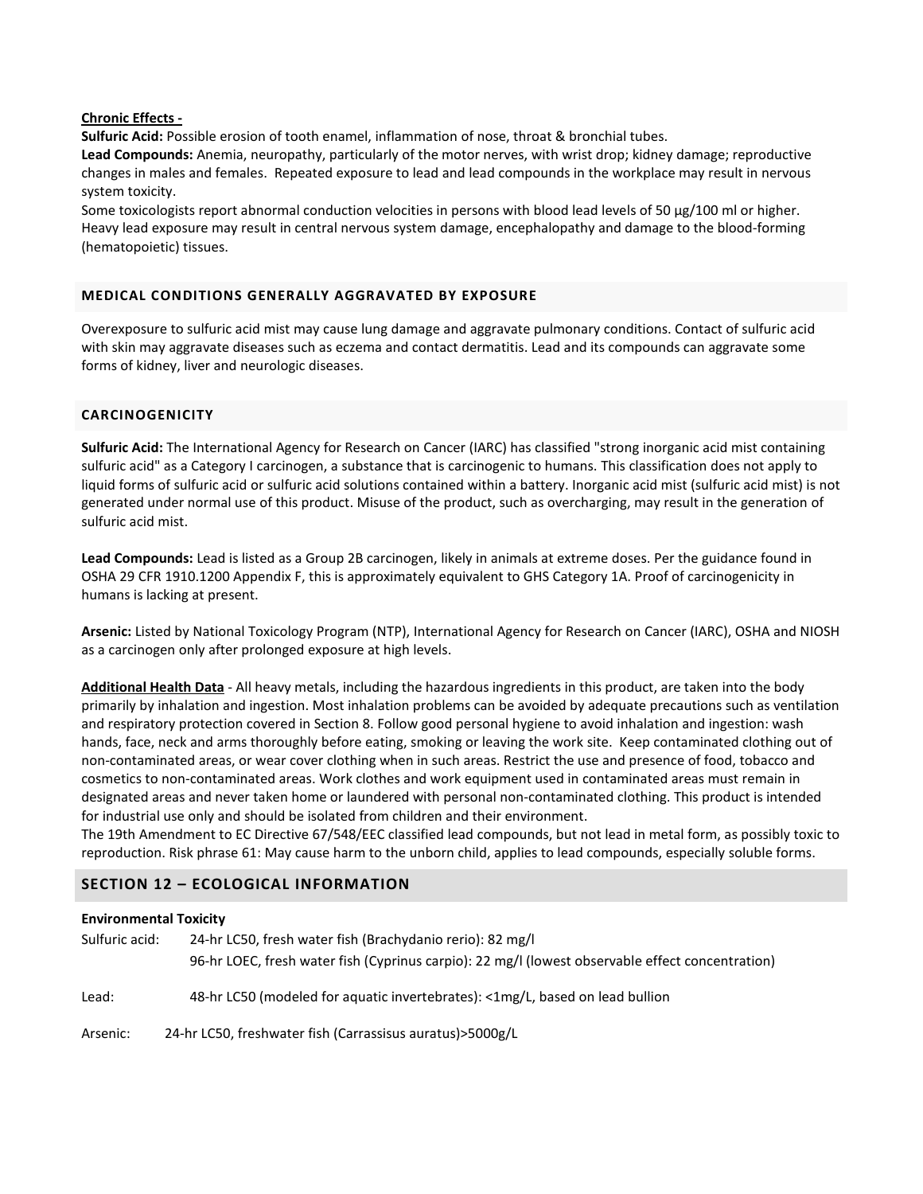**Chronic Effects -**

**Sulfuric Acid:** Possible erosion of tooth enamel, inflammation of nose, throat & bronchial tubes.
**Lead Compounds:** Anemia, neuropathy, particularly of the motor nerves, with wrist drop; kidney damage; reproductive changes in males and females. Repeated exposure to lead and lead compounds in the workplace may result in nervous system toxicity.
Some toxicologists report abnormal conduction velocities in persons with blood lead levels of 50 μg/100 ml or higher. Heavy lead exposure may result in central nervous system damage, encephalopathy and damage to the blood-forming (hematopoietic) tissues.

### MEDICAL CONDITIONS GENERALLY AGGRAVATED BY EXPOSURE

Overexposure to sulfuric acid mist may cause lung damage and aggravate pulmonary conditions. Contact of sulfuric acid with skin may aggravate diseases such as eczema and contact dermatitis. Lead and its compounds can aggravate some forms of kidney, liver and neurologic diseases.

### CARCINOGENICITY

**Sulfuric Acid:** The International Agency for Research on Cancer (IARC) has classified "strong inorganic acid mist containing sulfuric acid" as a Category I carcinogen, a substance that is carcinogenic to humans. This classification does not apply to liquid forms of sulfuric acid or sulfuric acid solutions contained within a battery. Inorganic acid mist (sulfuric acid mist) is not generated under normal use of this product. Misuse of the product, such as overcharging, may result in the generation of sulfuric acid mist.

**Lead Compounds:** Lead is listed as a Group 2B carcinogen, likely in animals at extreme doses. Per the guidance found in OSHA 29 CFR 1910.1200 Appendix F, this is approximately equivalent to GHS Category 1A. Proof of carcinogenicity in humans is lacking at present.

**Arsenic:** Listed by National Toxicology Program (NTP), International Agency for Research on Cancer (IARC), OSHA and NIOSH as a carcinogen only after prolonged exposure at high levels.

**Additional Health Data** - All heavy metals, including the hazardous ingredients in this product, are taken into the body primarily by inhalation and ingestion. Most inhalation problems can be avoided by adequate precautions such as ventilation and respiratory protection covered in Section 8. Follow good personal hygiene to avoid inhalation and ingestion: wash hands, face, neck and arms thoroughly before eating, smoking or leaving the work site. Keep contaminated clothing out of non-contaminated areas, or wear cover clothing when in such areas. Restrict the use and presence of food, tobacco and cosmetics to non-contaminated areas. Work clothes and work equipment used in contaminated areas must remain in designated areas and never taken home or laundered with personal non-contaminated clothing. This product is intended for industrial use only and should be isolated from children and their environment.
The 19th Amendment to EC Directive 67/548/EEC classified lead compounds, but not lead in metal form, as possibly toxic to reproduction. Risk phrase 61: May cause harm to the unborn child, applies to lead compounds, especially soluble forms.

## SECTION 12 – ECOLOGICAL INFORMATION

**Environmental Toxicity**

Sulfuric acid: 24-hr LC50, fresh water fish (Brachydanio rerio): 82 mg/l
96-hr LOEC, fresh water fish (Cyprinus carpio): 22 mg/l (lowest observable effect concentration)

Lead: 48-hr LC50 (modeled for aquatic invertebrates): <1mg/L, based on lead bullion

Arsenic: 24-hr LC50, freshwater fish (Carrassisus auratus)>5000g/L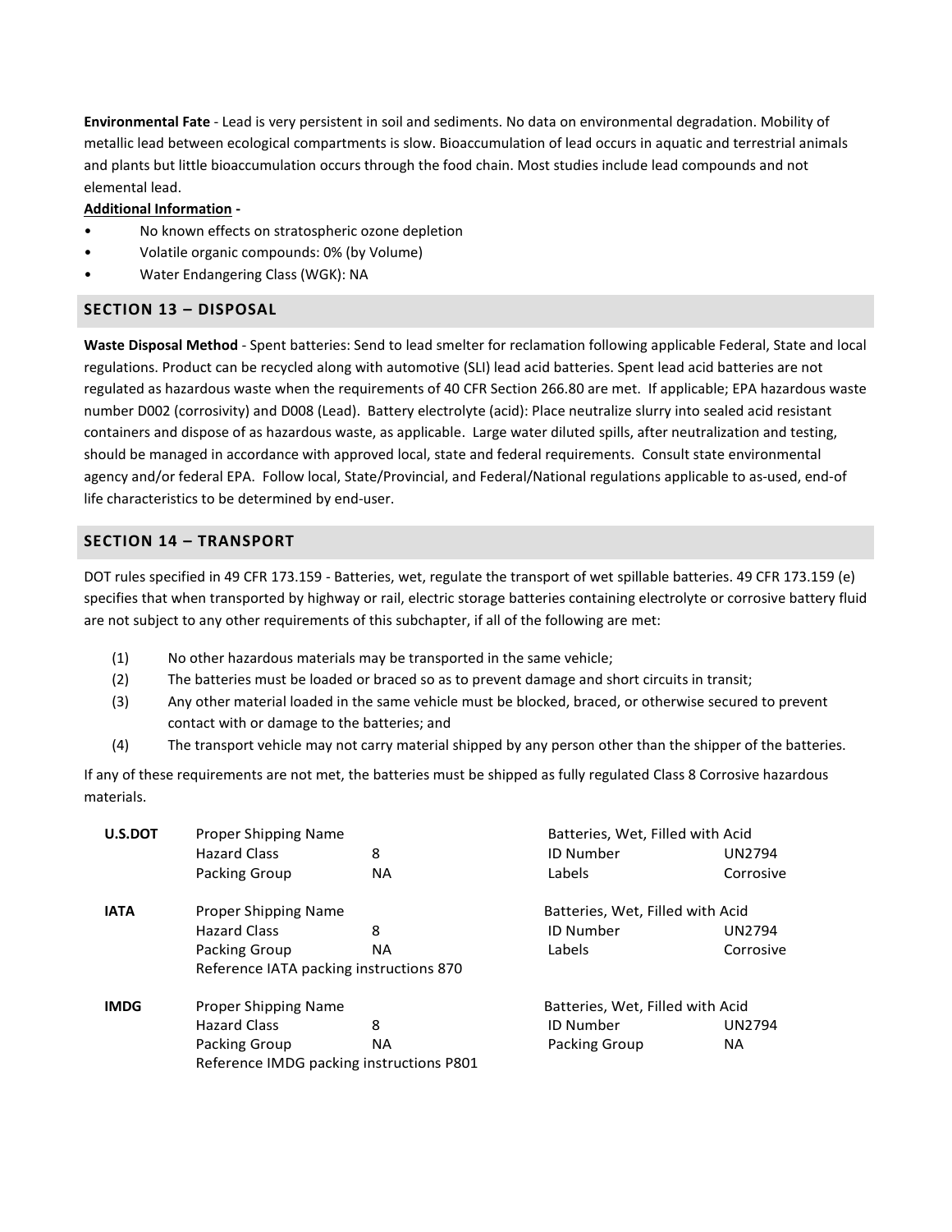**Environmental Fate** - Lead is very persistent in soil and sediments. No data on environmental degradation. Mobility of metallic lead between ecological compartments is slow. Bioaccumulation of lead occurs in aquatic and terrestrial animals and plants but little bioaccumulation occurs through the food chain. Most studies include lead compounds and not elemental lead.

**Additional Information -**

- No known effects on stratospheric ozone depletion
- Volatile organic compounds: 0% (by Volume)
- Water Endangering Class (WGK): NA

## SECTION 13 – DISPOSAL

**Waste Disposal Method** - Spent batteries: Send to lead smelter for reclamation following applicable Federal, State and local regulations. Product can be recycled along with automotive (SLI) lead acid batteries. Spent lead acid batteries are not regulated as hazardous waste when the requirements of 40 CFR Section 266.80 are met. If applicable; EPA hazardous waste number D002 (corrosivity) and D008 (Lead). Battery electrolyte (acid): Place neutralize slurry into sealed acid resistant containers and dispose of as hazardous waste, as applicable. Large water diluted spills, after neutralization and testing, should be managed in accordance with approved local, state and federal requirements. Consult state environmental agency and/or federal EPA. Follow local, State/Provincial, and Federal/National regulations applicable to as-used, end-of life characteristics to be determined by end-user.

## SECTION 14 – TRANSPORT

DOT rules specified in 49 CFR 173.159 - Batteries, wet, regulate the transport of wet spillable batteries. 49 CFR 173.159 (e) specifies that when transported by highway or rail, electric storage batteries containing electrolyte or corrosive battery fluid are not subject to any other requirements of this subchapter, if all of the following are met:

(1) No other hazardous materials may be transported in the same vehicle;
(2) The batteries must be loaded or braced so as to prevent damage and short circuits in transit;
(3) Any other material loaded in the same vehicle must be blocked, braced, or otherwise secured to prevent contact with or damage to the batteries; and
(4) The transport vehicle may not carry material shipped by any person other than the shipper of the batteries.

If any of these requirements are not met, the batteries must be shipped as fully regulated Class 8 Corrosive hazardous materials.

| | | | | |
|---|---|---|---|---|
| **U.S.DOT** | Proper Shipping Name | | Batteries, Wet, Filled with Acid | |
| | Hazard Class | 8 | ID Number | UN2794 |
| | Packing Group | NA | Labels | Corrosive |
| **IATA** | Proper Shipping Name | | Batteries, Wet, Filled with Acid | |
| | Hazard Class | 8 | ID Number | UN2794 |
| | Packing Group | NA | Labels | Corrosive |
| | Reference IATA packing instructions 870 | | | |
| **IMDG** | Proper Shipping Name | | Batteries, Wet, Filled with Acid | |
| | Hazard Class | 8 | ID Number | UN2794 |
| | Packing Group | NA | Packing Group | NA |
| | Reference IMDG packing instructions P801 | | | |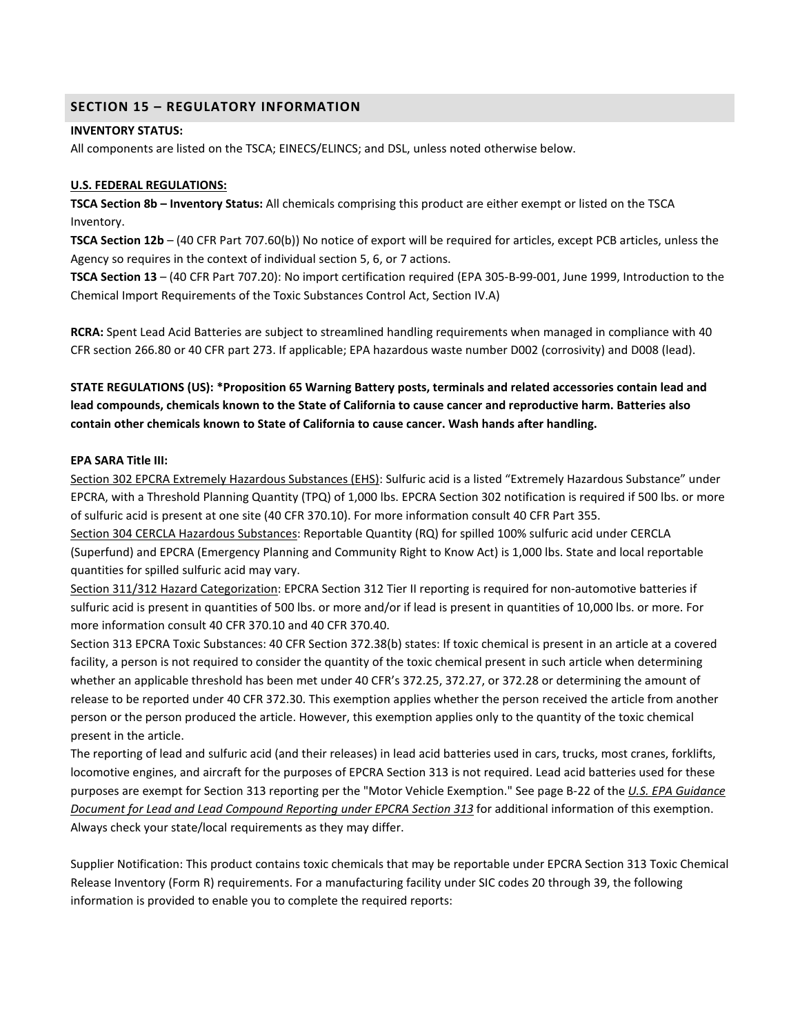## SECTION 15 – REGULATORY INFORMATION

**INVENTORY STATUS:**

All components are listed on the TSCA; EINECS/ELINCS; and DSL, unless noted otherwise below.

**U.S. FEDERAL REGULATIONS:**

**TSCA Section 8b – Inventory Status:** All chemicals comprising this product are either exempt or listed on the TSCA Inventory.

**TSCA Section 12b** – (40 CFR Part 707.60(b)) No notice of export will be required for articles, except PCB articles, unless the Agency so requires in the context of individual section 5, 6, or 7 actions.

**TSCA Section 13** – (40 CFR Part 707.20): No import certification required (EPA 305-B-99-001, June 1999, Introduction to the Chemical Import Requirements of the Toxic Substances Control Act, Section IV.A)

**RCRA:** Spent Lead Acid Batteries are subject to streamlined handling requirements when managed in compliance with 40 CFR section 266.80 or 40 CFR part 273. If applicable; EPA hazardous waste number D002 (corrosivity) and D008 (lead).

**STATE REGULATIONS (US): *Proposition 65 Warning Battery posts, terminals and related accessories contain lead and lead compounds, chemicals known to the State of California to cause cancer and reproductive harm. Batteries also contain other chemicals known to State of California to cause cancer. Wash hands after handling.**

**EPA SARA Title III:**

Section 302 EPCRA Extremely Hazardous Substances (EHS): Sulfuric acid is a listed "Extremely Hazardous Substance" under EPCRA, with a Threshold Planning Quantity (TPQ) of 1,000 lbs. EPCRA Section 302 notification is required if 500 lbs. or more of sulfuric acid is present at one site (40 CFR 370.10). For more information consult 40 CFR Part 355.

Section 304 CERCLA Hazardous Substances: Reportable Quantity (RQ) for spilled 100% sulfuric acid under CERCLA (Superfund) and EPCRA (Emergency Planning and Community Right to Know Act) is 1,000 lbs. State and local reportable quantities for spilled sulfuric acid may vary.

Section 311/312 Hazard Categorization: EPCRA Section 312 Tier II reporting is required for non-automotive batteries if sulfuric acid is present in quantities of 500 lbs. or more and/or if lead is present in quantities of 10,000 lbs. or more. For more information consult 40 CFR 370.10 and 40 CFR 370.40.

Section 313 EPCRA Toxic Substances: 40 CFR Section 372.38(b) states: If toxic chemical is present in an article at a covered facility, a person is not required to consider the quantity of the toxic chemical present in such article when determining whether an applicable threshold has been met under 40 CFR's 372.25, 372.27, or 372.28 or determining the amount of release to be reported under 40 CFR 372.30. This exemption applies whether the person received the article from another person or the person produced the article. However, this exemption applies only to the quantity of the toxic chemical present in the article.

The reporting of lead and sulfuric acid (and their releases) in lead acid batteries used in cars, trucks, most cranes, forklifts, locomotive engines, and aircraft for the purposes of EPCRA Section 313 is not required. Lead acid batteries used for these purposes are exempt for Section 313 reporting per the "Motor Vehicle Exemption." See page B-22 of the *U.S. EPA Guidance Document for Lead and Lead Compound Reporting under EPCRA Section 313* for additional information of this exemption. Always check your state/local requirements as they may differ.

Supplier Notification: This product contains toxic chemicals that may be reportable under EPCRA Section 313 Toxic Chemical Release Inventory (Form R) requirements. For a manufacturing facility under SIC codes 20 through 39, the following information is provided to enable you to complete the required reports: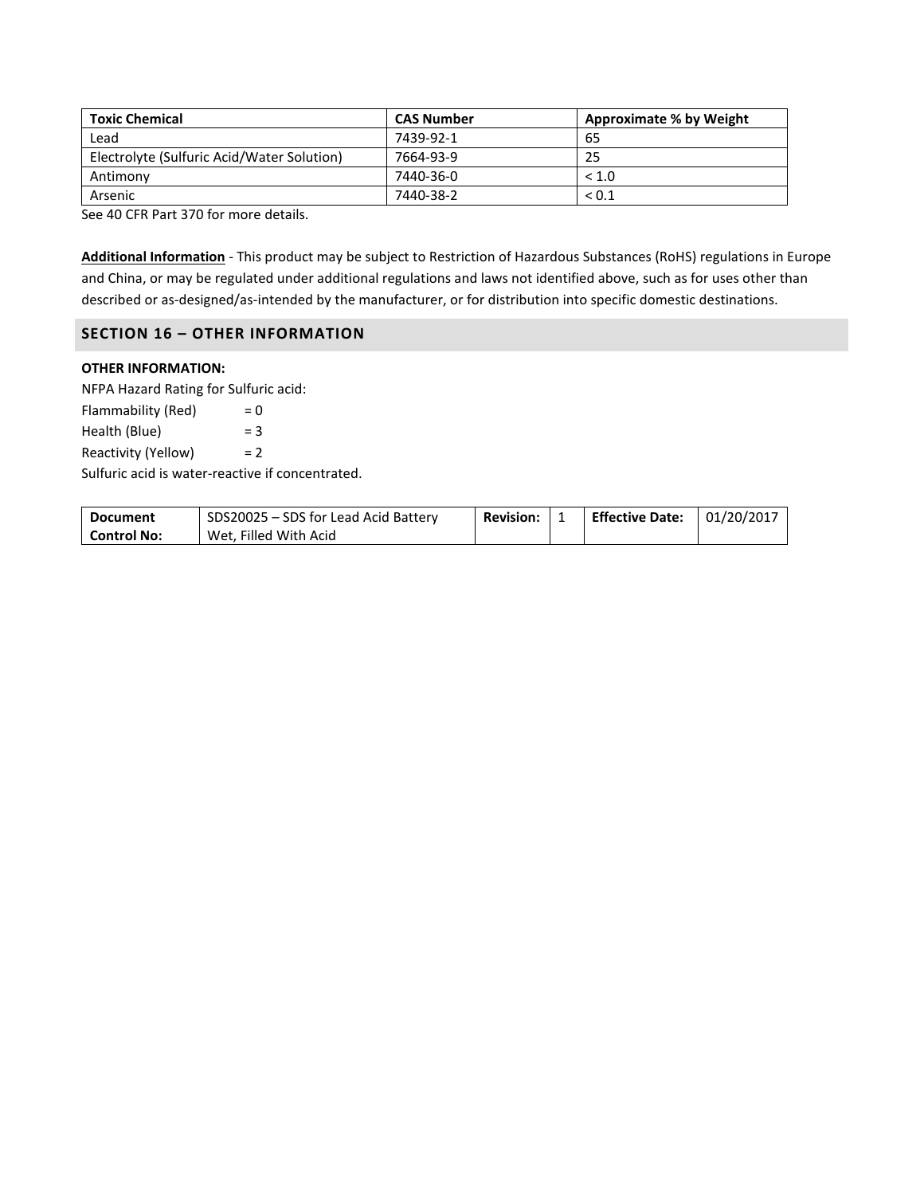| Toxic Chemical | CAS Number | Approximate % by Weight |
|---|---|---|
| Lead | 7439-92-1 | 65 |
| Electrolyte (Sulfuric Acid/Water Solution) | 7664-93-9 | 25 |
| Antimony | 7440-36-0 | < 1.0 |
| Arsenic | 7440-38-2 | < 0.1 |

See 40 CFR Part 370 for more details.

**Additional Information** - This product may be subject to Restriction of Hazardous Substances (RoHS) regulations in Europe and China, or may be regulated under additional regulations and laws not identified above, such as for uses other than described or as-designed/as-intended by the manufacturer, or for distribution into specific domestic destinations.

## SECTION 16 – OTHER INFORMATION

**OTHER INFORMATION:**

NFPA Hazard Rating for Sulfuric acid:

Flammability (Red) = 0

Health (Blue) = 3

Reactivity (Yellow) = 2

Sulfuric acid is water-reactive if concentrated.

| | | | | | |
|---|---|---|---|---|---|
| **Document Control No:** | SDS20025 – SDS for Lead Acid Battery Wet, Filled With Acid | **Revision:** | 1 | **Effective Date:** | 01/20/2017 |